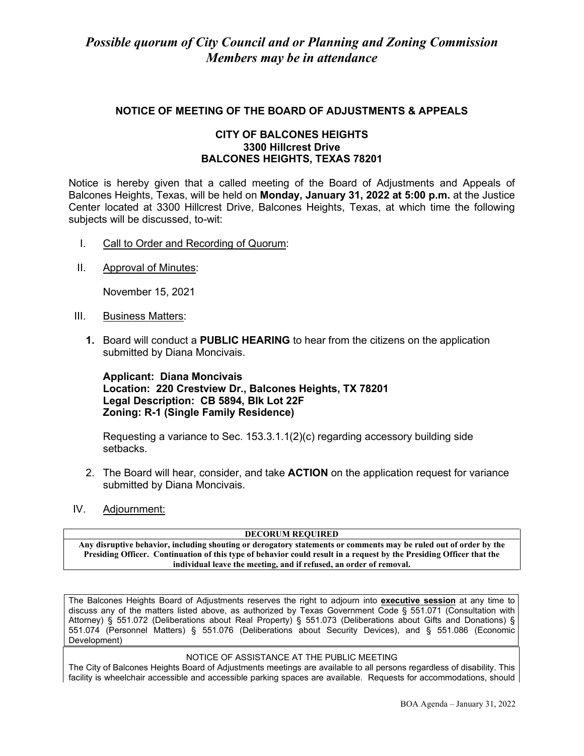*Possible quorum of City Council and or Planning and Zoning Commission Members may be in attendance*

**NOTICE OF MEETING OF THE BOARD OF ADJUSTMENTS & APPEALS**

**CITY OF BALCONES HEIGHTS**
**3300 Hillcrest Drive**
**BALCONES HEIGHTS, TEXAS 78201**

Notice is hereby given that a called meeting of the Board of Adjustments and Appeals of Balcones Heights, Texas, will be held on **Monday, January 31, 2022 at 5:00 p.m.** at the Justice Center located at 3300 Hillcrest Drive, Balcones Heights, Texas, at which time the following subjects will be discussed, to-wit:

I. Call to Order and Recording of Quorum:

II. Approval of Minutes:

November 15, 2021

III. Business Matters:

**1.** Board will conduct a **PUBLIC HEARING** to hear from the citizens on the application submitted by Diana Moncivais.

**Applicant: Diana Moncivais**
**Location: 220 Crestview Dr., Balcones Heights, TX 78201**
**Legal Description: CB 5894, Blk Lot 22F**
**Zoning: R-1 (Single Family Residence)**

Requesting a variance to Sec. 153.3.1.1(2)(c) regarding accessory building side setbacks.

2. The Board will hear, consider, and take **ACTION** on the application request for variance submitted by Diana Moncivais.

IV. Adjournment:

| DECORUM REQUIRED |
|---|
| **Any disruptive behavior, including shouting or derogatory statements or comments may be ruled out of order by the Presiding Officer. Continuation of this type of behavior could result in a request by the Presiding Officer that the individual leave the meeting, and if refused, an order of removal.** |

The Balcones Heights Board of Adjustments reserves the right to adjourn into **executive session** at any time to discuss any of the matters listed above, as authorized by Texas Government Code § 551.071 (Consultation with Attorney) § 551.072 (Deliberations about Real Property) § 551.073 (Deliberations about Gifts and Donations) § 551.074 (Personnel Matters) § 551.076 (Deliberations about Security Devices), and § 551.086 (Economic Development)

NOTICE OF ASSISTANCE AT THE PUBLIC MEETING

The City of Balcones Heights Board of Adjustments meetings are available to all persons regardless of disability. This facility is wheelchair accessible and accessible parking spaces are available. Requests for accommodations, should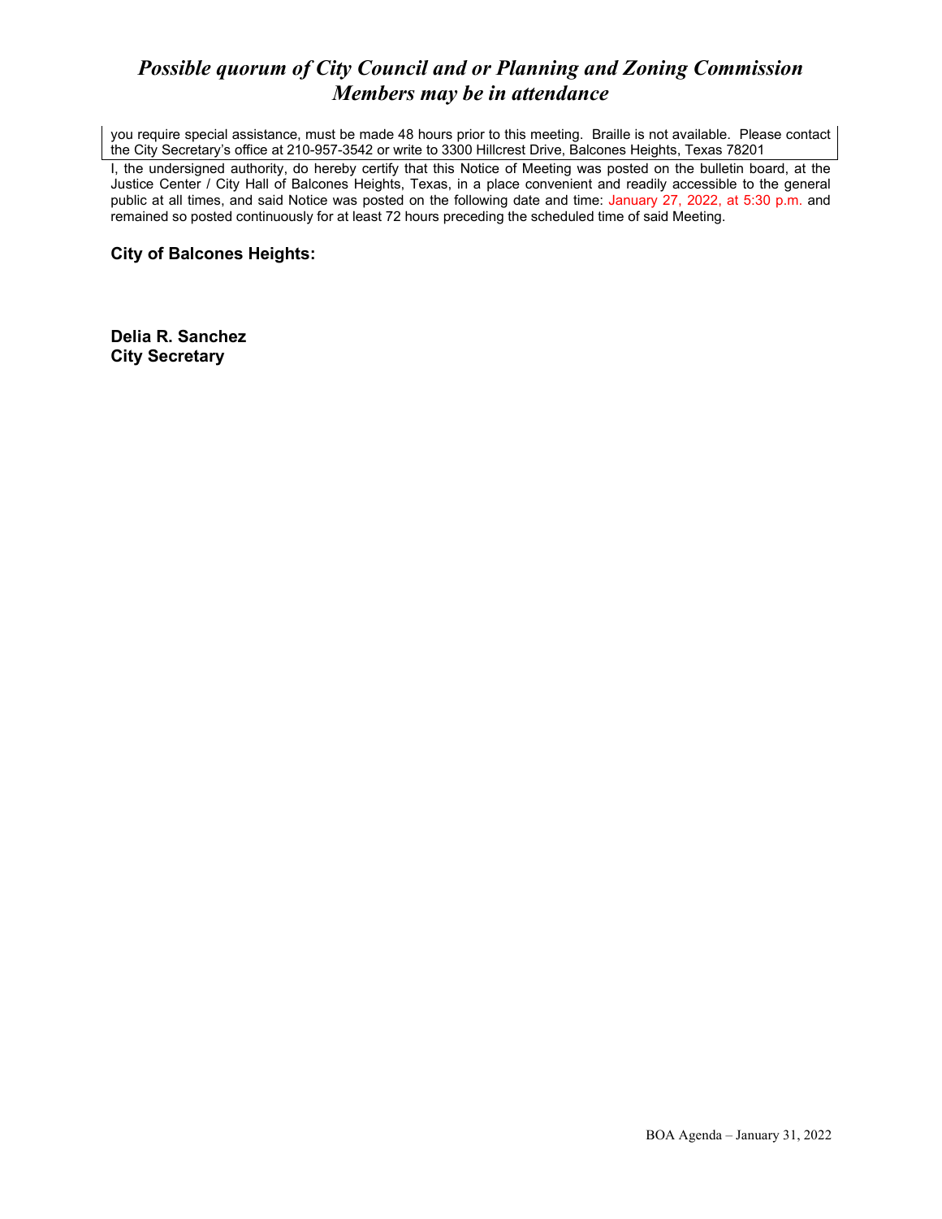*Possible quorum of City Council and or Planning and Zoning Commission Members may be in attendance*

you require special assistance, must be made 48 hours prior to this meeting. Braille is not available. Please contact the City Secretary's office at 210-957-3542 or write to 3300 Hillcrest Drive, Balcones Heights, Texas 78201

I, the undersigned authority, do hereby certify that this Notice of Meeting was posted on the bulletin board, at the Justice Center / City Hall of Balcones Heights, Texas, in a place convenient and readily accessible to the general public at all times, and said Notice was posted on the following date and time: January 27, 2022, at 5:30 p.m. and remained so posted continuously for at least 72 hours preceding the scheduled time of said Meeting.

**City of Balcones Heights:**

**Delia R. Sanchez**
**City Secretary**